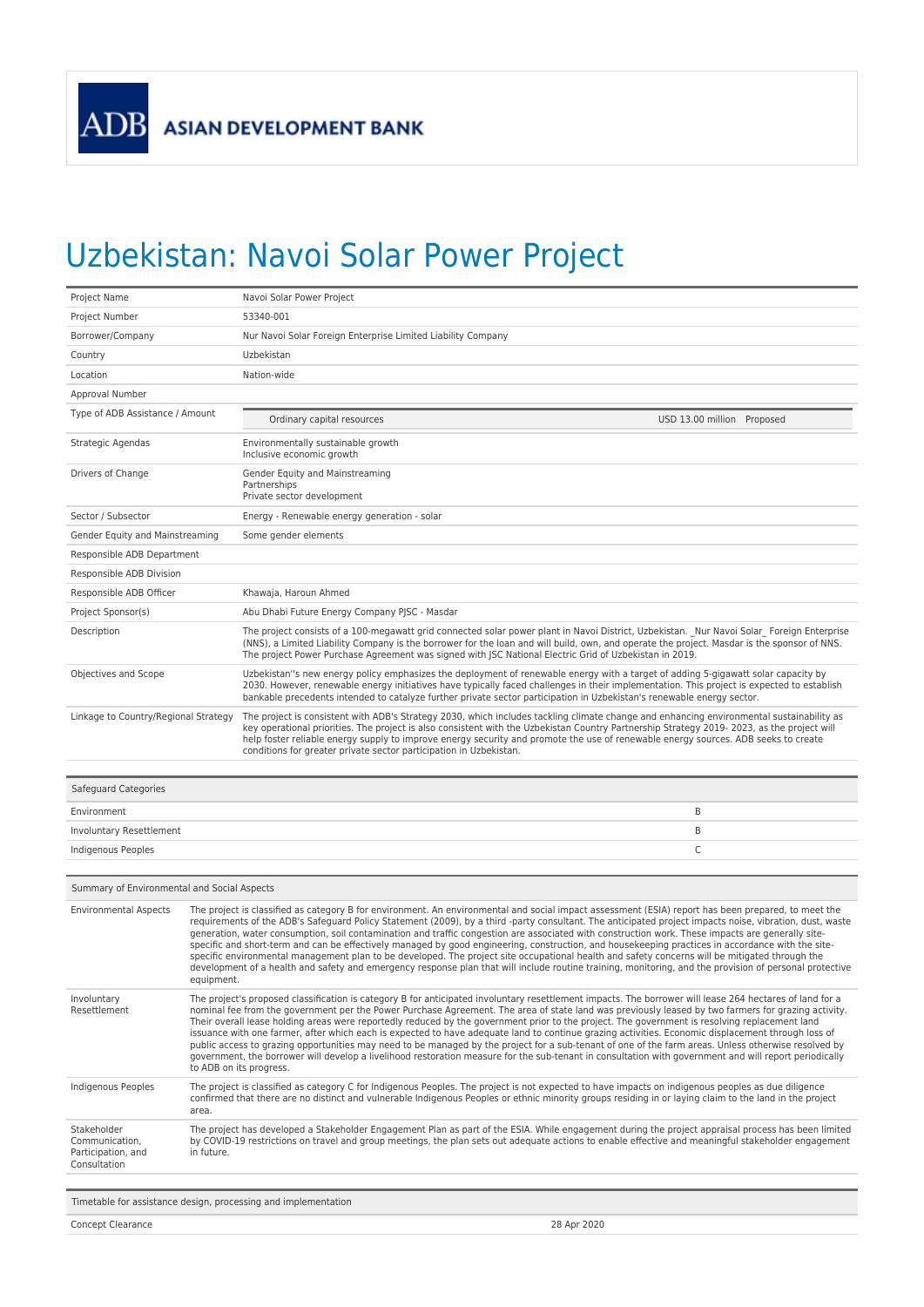ADB ASIAN DEVELOPMENT BANK

# Uzbekistan: Navoi Solar Power Project

| | |
|---|---|
| Project Name | Navoi Solar Power Project |
| Project Number | 53340-001 |
| Borrower/Company | Nur Navoi Solar Foreign Enterprise Limited Liability Company |
| Country | Uzbekistan |
| Location | Nation-wide |
| Approval Number | |
| Type of ADB Assistance / Amount | Ordinary capital resources — USD 13.00 million Proposed |
| Strategic Agendas | Environmentally sustainable growth<br>Inclusive economic growth |
| Drivers of Change | Gender Equity and Mainstreaming<br>Partnerships<br>Private sector development |
| Sector / Subsector | Energy - Renewable energy generation - solar |
| Gender Equity and Mainstreaming | Some gender elements |
| Responsible ADB Department | |
| Responsible ADB Division | |
| Responsible ADB Officer | Khawaja, Haroun Ahmed |
| Project Sponsor(s) | Abu Dhabi Future Energy Company PJSC - Masdar |
| Description | The project consists of a 100-megawatt grid connected solar power plant in Navoi District, Uzbekistan. _Nur Navoi Solar_ Foreign Enterprise (NNS), a Limited Liability Company is the borrower for the loan and will build, own, and operate the project. Masdar is the sponsor of NNS. The project Power Purchase Agreement was signed with JSC National Electric Grid of Uzbekistan in 2019. |
| Objectives and Scope | Uzbekistan''s new energy policy emphasizes the deployment of renewable energy with a target of adding 5-gigawatt solar capacity by 2030. However, renewable energy initiatives have typically faced challenges in their implementation. This project is expected to establish bankable precedents intended to catalyze further private sector participation in Uzbekistan's renewable energy sector. |
| Linkage to Country/Regional Strategy | The project is consistent with ADB's Strategy 2030, which includes tackling climate change and enhancing environmental sustainability as key operational priorities. The project is also consistent with the Uzbekistan Country Partnership Strategy 2019- 2023, as the project will help foster reliable energy supply to improve energy security and promote the use of renewable energy sources. ADB seeks to create conditions for greater private sector participation in Uzbekistan. |

| Safeguard Categories | |
|---|---|
| Environment | B |
| Involuntary Resettlement | B |
| Indigenous Peoples | C |

| Summary of Environmental and Social Aspects | |
|---|---|
| Environmental Aspects | The project is classified as category B for environment. An environmental and social impact assessment (ESIA) report has been prepared, to meet the requirements of the ADB's Safeguard Policy Statement (2009), by a third -party consultant. The anticipated project impacts noise, vibration, dust, waste generation, water consumption, soil contamination and traffic congestion are associated with construction work. These impacts are generally site-specific and short-term and can be effectively managed by good engineering, construction, and housekeeping practices in accordance with the site-specific environmental management plan to be developed. The project site occupational health and safety concerns will be mitigated through the development of a health and safety and emergency response plan that will include routine training, monitoring, and the provision of personal protective equipment. |
| Involuntary Resettlement | The project's proposed classification is category B for anticipated involuntary resettlement impacts. The borrower will lease 264 hectares of land for a nominal fee from the government per the Power Purchase Agreement. The area of state land was previously leased by two farmers for grazing activity. Their overall lease holding areas were reportedly reduced by the government prior to the project. The government is resolving replacement land issuance with one farmer, after which each is expected to have adequate land to continue grazing activities. Economic displacement through loss of public access to grazing opportunities may need to be managed by the project for a sub-tenant of one of the farm areas. Unless otherwise resolved by government, the borrower will develop a livelihood restoration measure for the sub-tenant in consultation with government and will report periodically to ADB on its progress. |
| Indigenous Peoples | The project is classified as category C for Indigenous Peoples. The project is not expected to have impacts on indigenous peoples as due diligence confirmed that there are no distinct and vulnerable Indigenous Peoples or ethnic minority groups residing in or laying claim to the land in the project area. |
| Stakeholder Communication, Participation, and Consultation | The project has developed a Stakeholder Engagement Plan as part of the ESIA. While engagement during the project appraisal process has been limited by COVID-19 restrictions on travel and group meetings, the plan sets out adequate actions to enable effective and meaningful stakeholder engagement in future. |

| Timetable for assistance design, processing and implementation | |
|---|---|
| Concept Clearance | 28 Apr 2020 |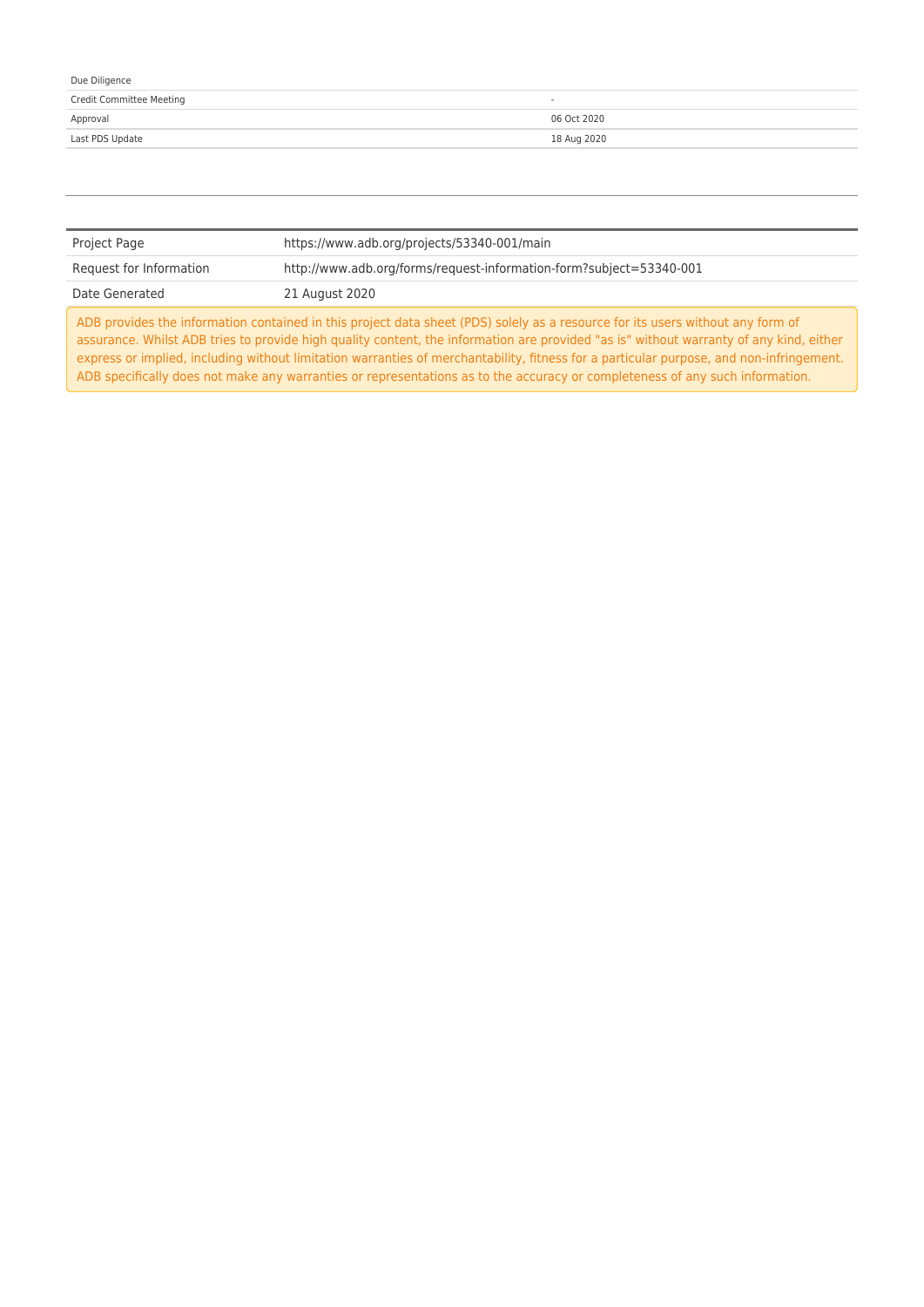| | |
|---|---|
| Due Diligence | |
| Credit Committee Meeting | - |
| Approval | 06 Oct 2020 |
| Last PDS Update | 18 Aug 2020 |

---

| | |
|---|---|
| Project Page | https://www.adb.org/projects/53340-001/main |
| Request for Information | http://www.adb.org/forms/request-information-form?subject=53340-001 |
| Date Generated | 21 August 2020 |

ADB provides the information contained in this project data sheet (PDS) solely as a resource for its users without any form of assurance. Whilst ADB tries to provide high quality content, the information are provided "as is" without warranty of any kind, either express or implied, including without limitation warranties of merchantability, fitness for a particular purpose, and non-infringement. ADB specifically does not make any warranties or representations as to the accuracy or completeness of any such information.